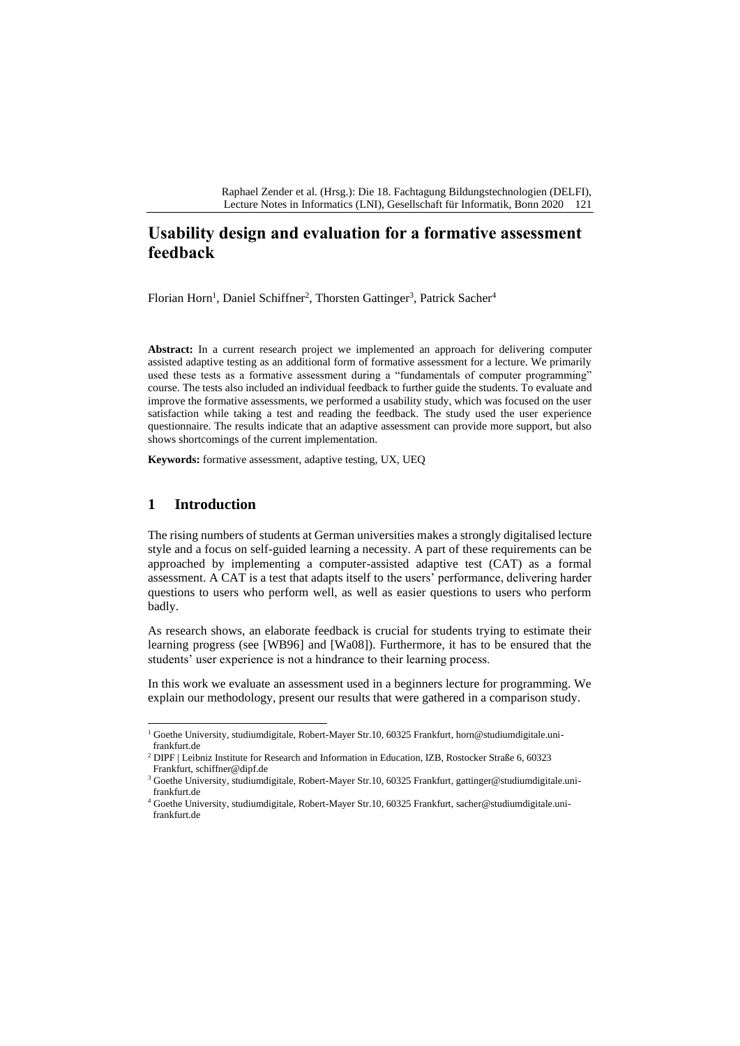# Usability design and evaluation for a formative assessment feedback

Florian Horn[1], Daniel Schiffner[2], Thorsten Gattinger[3], Patrick Sacher[4]

**Abstract:** In a current research project we implemented an approach for delivering computer assisted adaptive testing as an additional form of formative assessment for a lecture. We primarily used these tests as a formative assessment during a "fundamentals of computer programming" course. The tests also included an individual feedback to further guide the students. To evaluate and improve the formative assessments, we performed a usability study, which was focused on the user satisfaction while taking a test and reading the feedback. The study used the user experience questionnaire. The results indicate that an adaptive assessment can provide more support, but also shows shortcomings of the current implementation.

**Keywords:** formative assessment, adaptive testing, UX, UEQ

## 1 Introduction

The rising numbers of students at German universities makes a strongly digitalised lecture style and a focus on self-guided learning a necessity. A part of these requirements can be approached by implementing a computer-assisted adaptive test (CAT) as a formal assessment. A CAT is a test that adapts itself to the users' performance, delivering harder questions to users who perform well, as well as easier questions to users who perform badly.

As research shows, an elaborate feedback is crucial for students trying to estimate their learning progress (see [WB96] and [Wa08]). Furthermore, it has to be ensured that the students' user experience is not a hindrance to their learning process.

In this work we evaluate an assessment used in a beginners lecture for programming. We explain our methodology, present our results that were gathered in a comparison study.

---

[1] Goethe University, studiumdigitale, Robert-Mayer Str.10, 60325 Frankfurt, horn@studiumdigitale.uni-frankfurt.de

[2] DIPF | Leibniz Institute for Research and Information in Education, IZB, Rostocker Straße 6, 60323 Frankfurt, schiffner@dipf.de

[3] Goethe University, studiumdigitale, Robert-Mayer Str.10, 60325 Frankfurt, gattinger@studiumdigitale.uni-frankfurt.de

[4] Goethe University, studiumdigitale, Robert-Mayer Str.10, 60325 Frankfurt, sacher@studiumdigitale.uni-frankfurt.de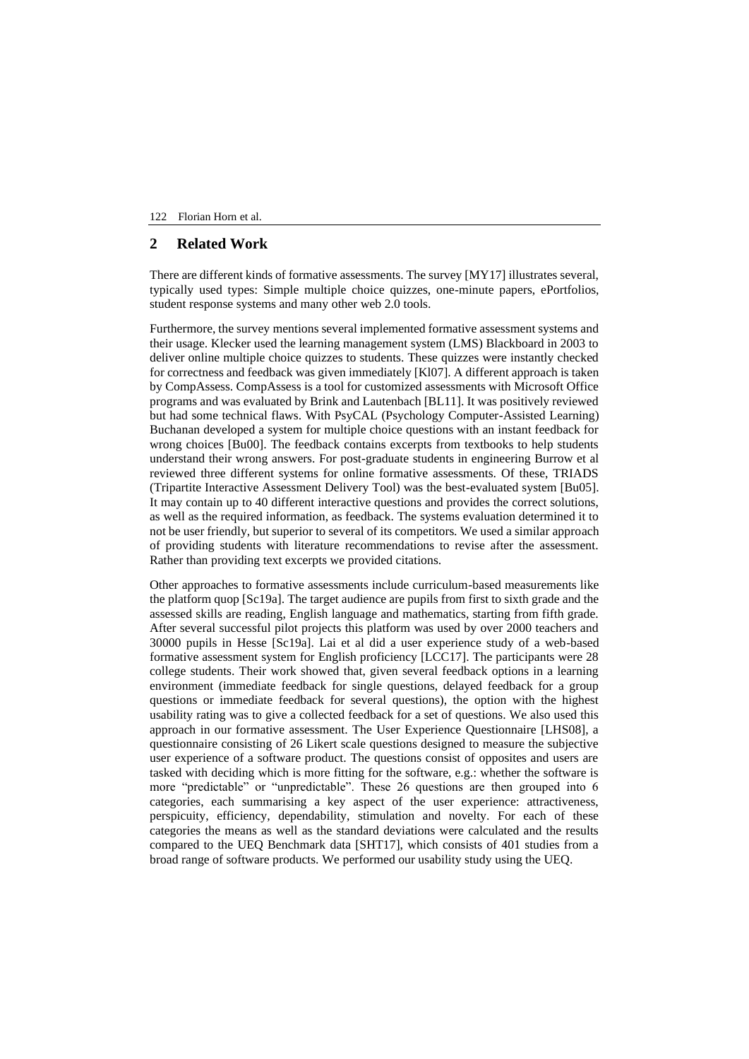## 2 Related Work

There are different kinds of formative assessments. The survey [MY17] illustrates several, typically used types: Simple multiple choice quizzes, one-minute papers, ePortfolios, student response systems and many other web 2.0 tools.

Furthermore, the survey mentions several implemented formative assessment systems and their usage. Klecker used the learning management system (LMS) Blackboard in 2003 to deliver online multiple choice quizzes to students. These quizzes were instantly checked for correctness and feedback was given immediately [Kl07]. A different approach is taken by CompAssess. CompAssess is a tool for customized assessments with Microsoft Office programs and was evaluated by Brink and Lautenbach [BL11]. It was positively reviewed but had some technical flaws. With PsyCAL (Psychology Computer-Assisted Learning) Buchanan developed a system for multiple choice questions with an instant feedback for wrong choices [Bu00]. The feedback contains excerpts from textbooks to help students understand their wrong answers. For post-graduate students in engineering Burrow et al reviewed three different systems for online formative assessments. Of these, TRIADS (Tripartite Interactive Assessment Delivery Tool) was the best-evaluated system [Bu05]. It may contain up to 40 different interactive questions and provides the correct solutions, as well as the required information, as feedback. The systems evaluation determined it to not be user friendly, but superior to several of its competitors. We used a similar approach of providing students with literature recommendations to revise after the assessment. Rather than providing text excerpts we provided citations.

Other approaches to formative assessments include curriculum-based measurements like the platform quop [Sc19a]. The target audience are pupils from first to sixth grade and the assessed skills are reading, English language and mathematics, starting from fifth grade. After several successful pilot projects this platform was used by over 2000 teachers and 30000 pupils in Hesse [Sc19a]. Lai et al did a user experience study of a web-based formative assessment system for English proficiency [LCC17]. The participants were 28 college students. Their work showed that, given several feedback options in a learning environment (immediate feedback for single questions, delayed feedback for a group questions or immediate feedback for several questions), the option with the highest usability rating was to give a collected feedback for a set of questions. We also used this approach in our formative assessment. The User Experience Questionnaire [LHS08], a questionnaire consisting of 26 Likert scale questions designed to measure the subjective user experience of a software product. The questions consist of opposites and users are tasked with deciding which is more fitting for the software, e.g.: whether the software is more "predictable" or "unpredictable". These 26 questions are then grouped into 6 categories, each summarising a key aspect of the user experience: attractiveness, perspicuity, efficiency, dependability, stimulation and novelty. For each of these categories the means as well as the standard deviations were calculated and the results compared to the UEQ Benchmark data [SHT17], which consists of 401 studies from a broad range of software products. We performed our usability study using the UEQ.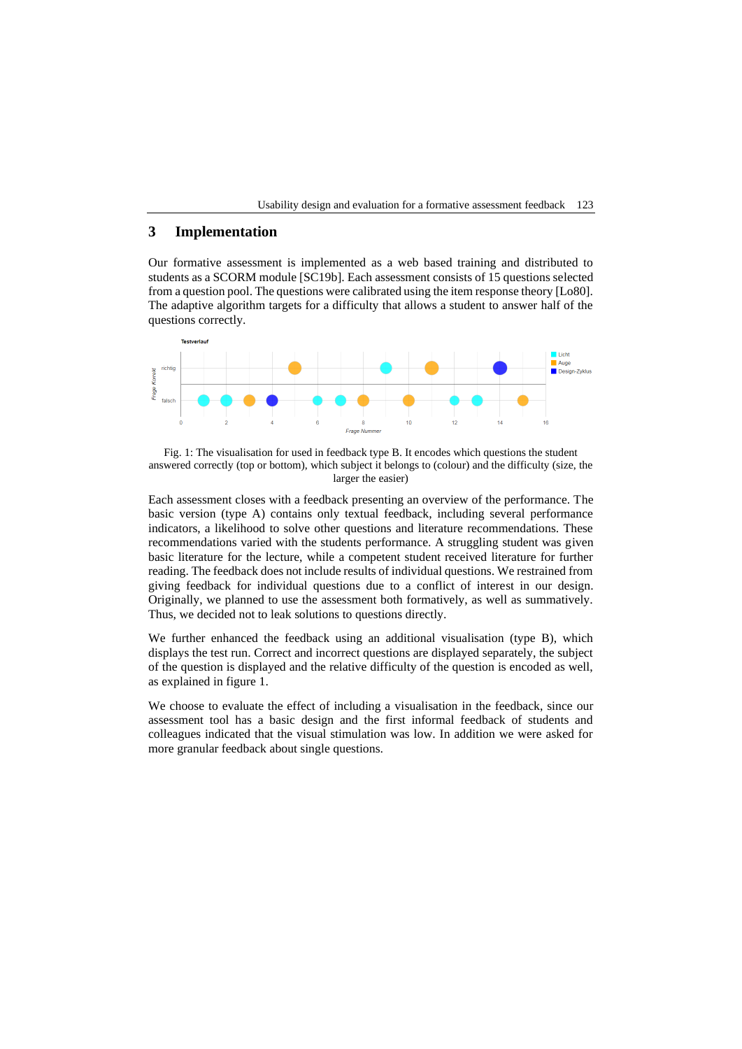# 3 Implementation

Our formative assessment is implemented as a web based training and distributed to students as a SCORM module [SC19b]. Each assessment consists of 15 questions selected from a question pool. The questions were calibrated using the item response theory [Lo80]. The adaptive algorithm targets for a difficulty that allows a student to answer half of the questions correctly.

Fig. 1: The visualisation for used in feedback type B. It encodes which questions the student answered correctly (top or bottom), which subject it belongs to (colour) and the difficulty (size, the larger the easier)

Each assessment closes with a feedback presenting an overview of the performance. The basic version (type A) contains only textual feedback, including several performance indicators, a likelihood to solve other questions and literature recommendations. These recommendations varied with the students performance. A struggling student was given basic literature for the lecture, while a competent student received literature for further reading. The feedback does not include results of individual questions. We restrained from giving feedback for individual questions due to a conflict of interest in our design. Originally, we planned to use the assessment both formatively, as well as summatively. Thus, we decided not to leak solutions to questions directly.

We further enhanced the feedback using an additional visualisation (type B), which displays the test run. Correct and incorrect questions are displayed separately, the subject of the question is displayed and the relative difficulty of the question is encoded as well, as explained in figure 1.

We choose to evaluate the effect of including a visualisation in the feedback, since our assessment tool has a basic design and the first informal feedback of students and colleagues indicated that the visual stimulation was low. In addition we were asked for more granular feedback about single questions.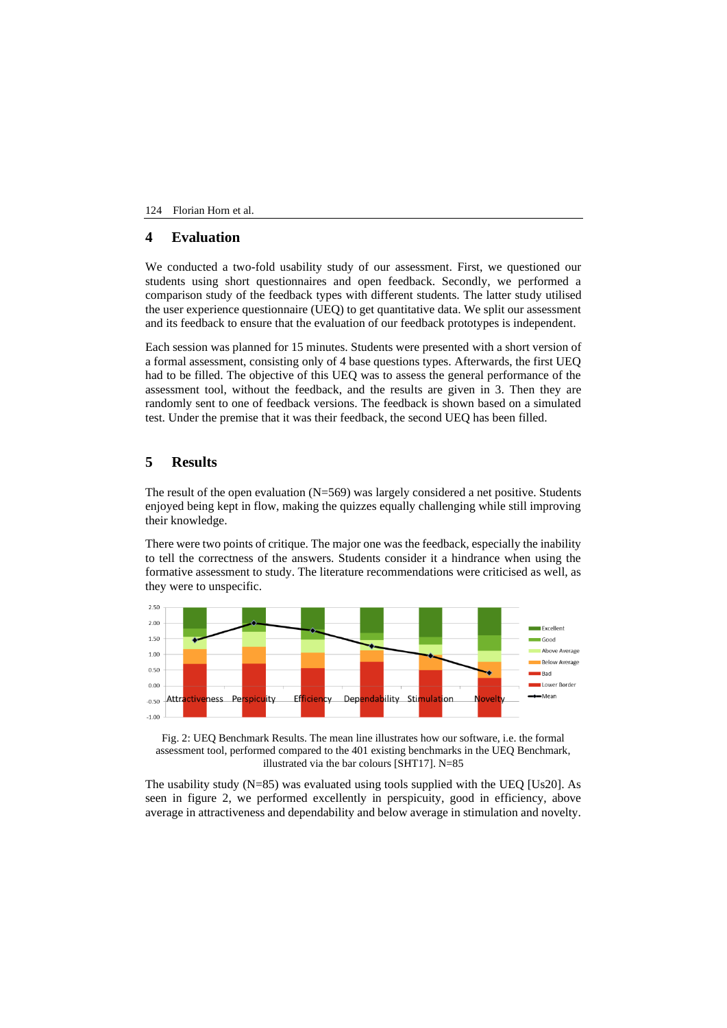## 4 Evaluation

We conducted a two-fold usability study of our assessment. First, we questioned our students using short questionnaires and open feedback. Secondly, we performed a comparison study of the feedback types with different students. The latter study utilised the user experience questionnaire (UEQ) to get quantitative data. We split our assessment and its feedback to ensure that the evaluation of our feedback prototypes is independent.

Each session was planned for 15 minutes. Students were presented with a short version of a formal assessment, consisting only of 4 base questions types. Afterwards, the first UEQ had to be filled. The objective of this UEQ was to assess the general performance of the assessment tool, without the feedback, and the results are given in 3. Then they are randomly sent to one of feedback versions. The feedback is shown based on a simulated test. Under the premise that it was their feedback, the second UEQ has been filled.

## 5 Results

The result of the open evaluation (N=569) was largely considered a net positive. Students enjoyed being kept in flow, making the quizzes equally challenging while still improving their knowledge.

There were two points of critique. The major one was the feedback, especially the inability to tell the correctness of the answers. Students consider it a hindrance when using the formative assessment to study. The literature recommendations were criticised as well, as they were to unspecific.

Fig. 2: UEQ Benchmark Results. The mean line illustrates how our software, i.e. the formal assessment tool, performed compared to the 401 existing benchmarks in the UEQ Benchmark, illustrated via the bar colours [SHT17]. N=85

The usability study (N=85) was evaluated using tools supplied with the UEQ [Us20]. As seen in figure 2, we performed excellently in perspicuity, good in efficiency, above average in attractiveness and dependability and below average in stimulation and novelty.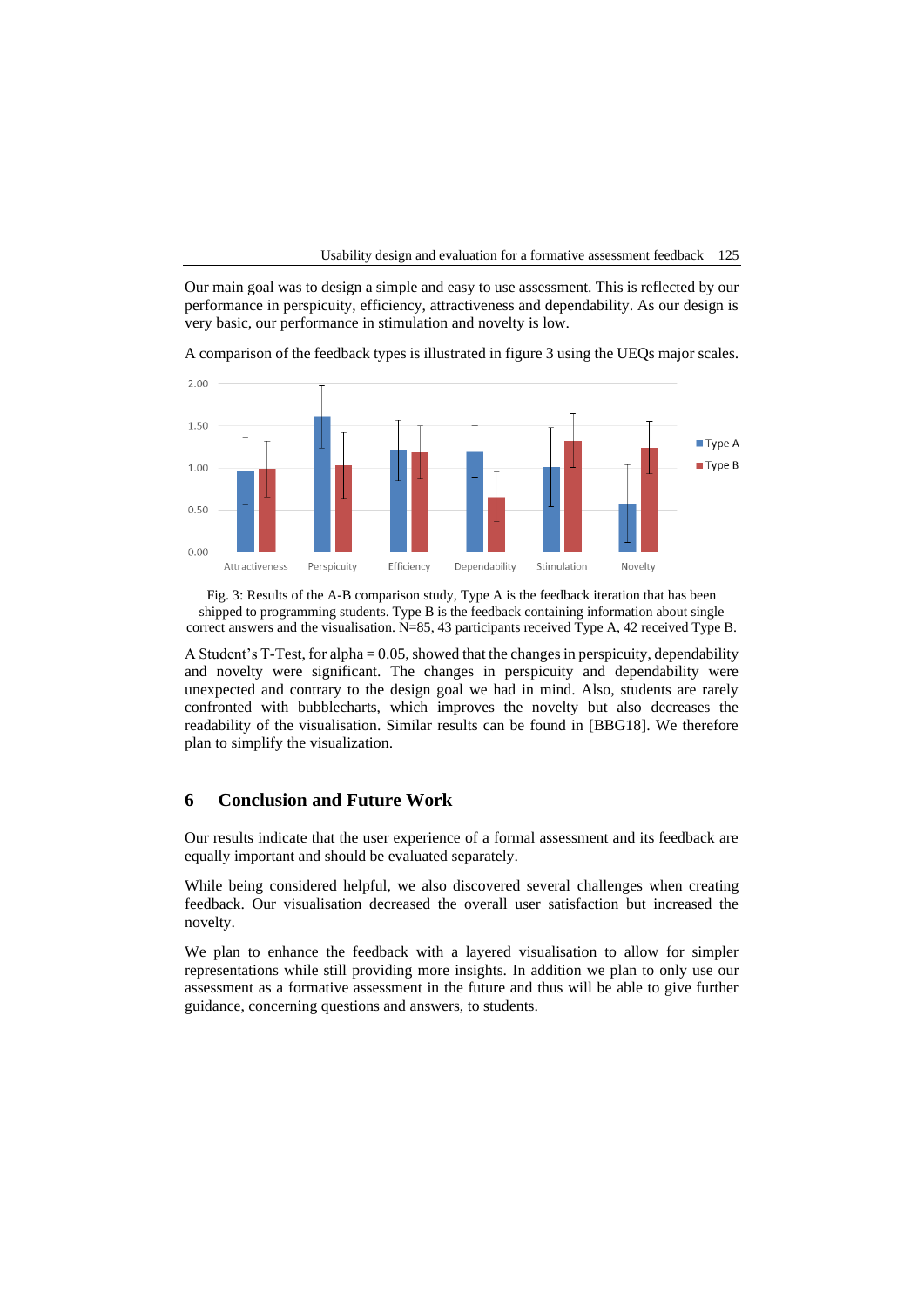Our main goal was to design a simple and easy to use assessment. This is reflected by our performance in perspicuity, efficiency, attractiveness and dependability. As our design is very basic, our performance in stimulation and novelty is low.

A comparison of the feedback types is illustrated in figure 3 using the UEQs major scales.

Fig. 3: Results of the A-B comparison study, Type A is the feedback iteration that has been shipped to programming students. Type B is the feedback containing information about single correct answers and the visualisation. N=85, 43 participants received Type A, 42 received Type B.

A Student's T-Test, for alpha = 0.05, showed that the changes in perspicuity, dependability and novelty were significant. The changes in perspicuity and dependability were unexpected and contrary to the design goal we had in mind. Also, students are rarely confronted with bubblecharts, which improves the novelty but also decreases the readability of the visualisation. Similar results can be found in [BBG18]. We therefore plan to simplify the visualization.

## 6 Conclusion and Future Work

Our results indicate that the user experience of a formal assessment and its feedback are equally important and should be evaluated separately.

While being considered helpful, we also discovered several challenges when creating feedback. Our visualisation decreased the overall user satisfaction but increased the novelty.

We plan to enhance the feedback with a layered visualisation to allow for simpler representations while still providing more insights. In addition we plan to only use our assessment as a formative assessment in the future and thus will be able to give further guidance, concerning questions and answers, to students.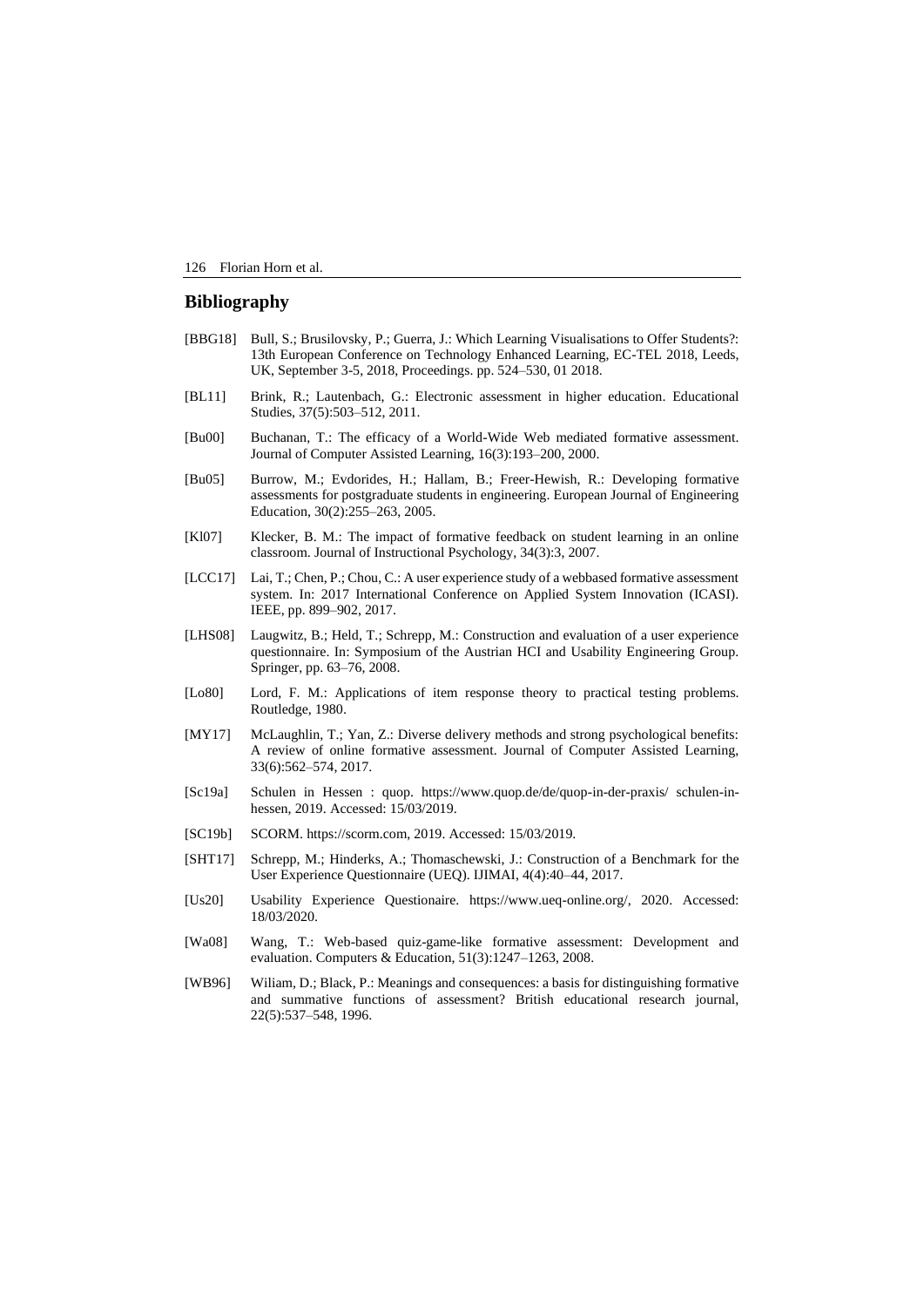## Bibliography

[BBG18] Bull, S.; Brusilovsky, P.; Guerra, J.: Which Learning Visualisations to Offer Students?: 13th European Conference on Technology Enhanced Learning, EC-TEL 2018, Leeds, UK, September 3-5, 2018, Proceedings. pp. 524–530, 01 2018.

[BL11] Brink, R.; Lautenbach, G.: Electronic assessment in higher education. Educational Studies, 37(5):503–512, 2011.

[Bu00] Buchanan, T.: The efficacy of a World-Wide Web mediated formative assessment. Journal of Computer Assisted Learning, 16(3):193–200, 2000.

[Bu05] Burrow, M.; Evdorides, H.; Hallam, B.; Freer-Hewish, R.: Developing formative assessments for postgraduate students in engineering. European Journal of Engineering Education, 30(2):255–263, 2005.

[Kl07] Klecker, B. M.: The impact of formative feedback on student learning in an online classroom. Journal of Instructional Psychology, 34(3):3, 2007.

[LCC17] Lai, T.; Chen, P.; Chou, C.: A user experience study of a webbased formative assessment system. In: 2017 International Conference on Applied System Innovation (ICASI). IEEE, pp. 899–902, 2017.

[LHS08] Laugwitz, B.; Held, T.; Schrepp, M.: Construction and evaluation of a user experience questionnaire. In: Symposium of the Austrian HCI and Usability Engineering Group. Springer, pp. 63–76, 2008.

[Lo80] Lord, F. M.: Applications of item response theory to practical testing problems. Routledge, 1980.

[MY17] McLaughlin, T.; Yan, Z.: Diverse delivery methods and strong psychological benefits: A review of online formative assessment. Journal of Computer Assisted Learning, 33(6):562–574, 2017.

[Sc19a] Schulen in Hessen : quop. https://www.quop.de/de/quop-in-der-praxis/ schulen-in-hessen, 2019. Accessed: 15/03/2019.

[SC19b] SCORM. https://scorm.com, 2019. Accessed: 15/03/2019.

[SHT17] Schrepp, M.; Hinderks, A.; Thomaschewski, J.: Construction of a Benchmark for the User Experience Questionnaire (UEQ). IJIMAI, 4(4):40–44, 2017.

[Us20] Usability Experience Questionaire. https://www.ueq-online.org/, 2020. Accessed: 18/03/2020.

[Wa08] Wang, T.: Web-based quiz-game-like formative assessment: Development and evaluation. Computers & Education, 51(3):1247–1263, 2008.

[WB96] Wiliam, D.; Black, P.: Meanings and consequences: a basis for distinguishing formative and summative functions of assessment? British educational research journal, 22(5):537–548, 1996.